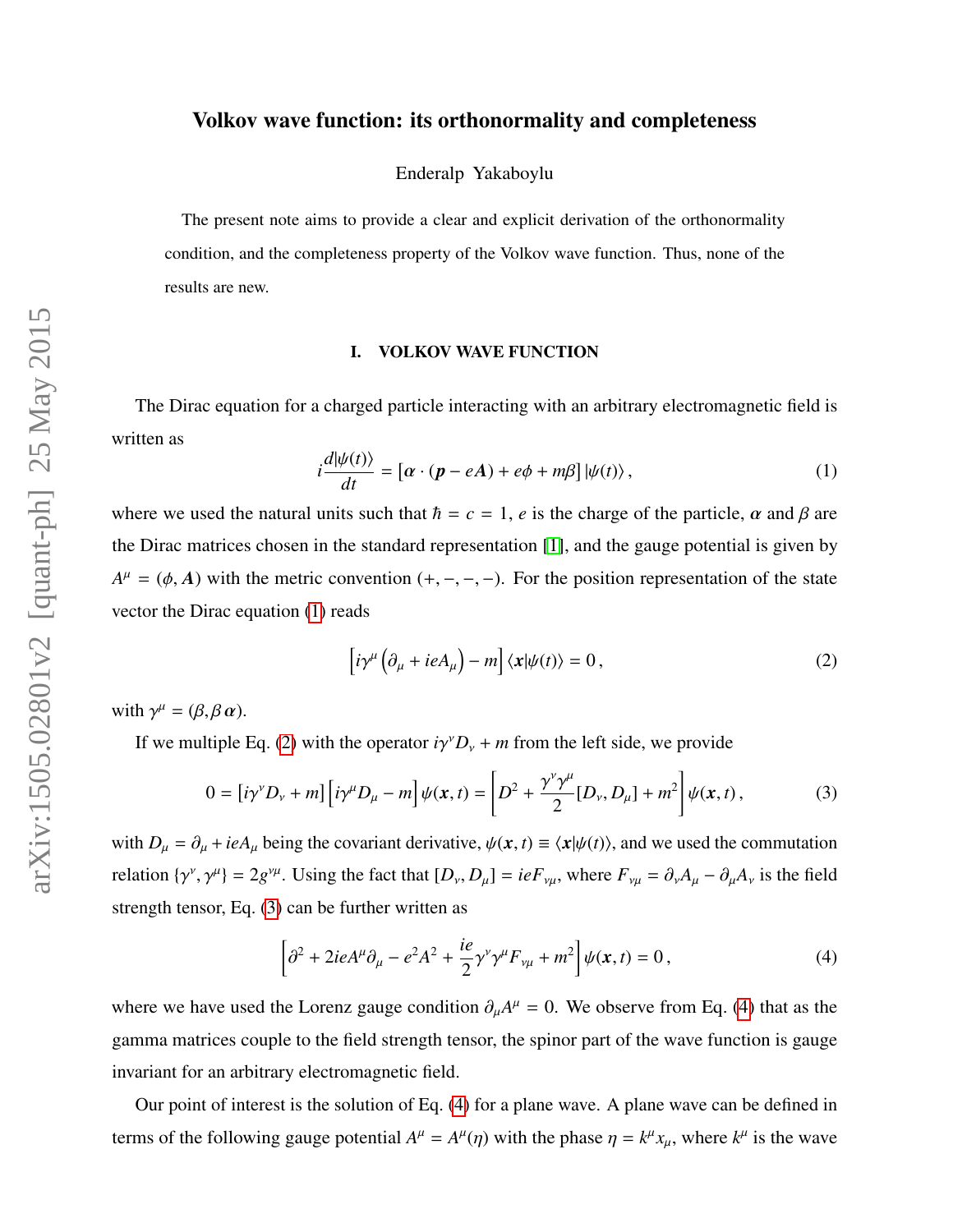# Volkov wave function: its orthonormality and completeness

Enderalp Yakaboylu

The present note aims to provide a clear and explicit derivation of the orthonormality condition, and the completeness property of the Volkov wave function. Thus, none of the results are new.

## I. VOLKOV WAVE FUNCTION

The Dirac equation for a charged particle interacting with an arbitrary electromagnetic field is written as

$$i\frac{d|\psi(t)\rangle}{dt} = \left[\boldsymbol{\alpha}\cdot(\boldsymbol{p}-e\boldsymbol{A}) + e\phi + m\beta\right]|\psi(t)\rangle\,, \tag{1}$$

where we used the natural units such that $\hbar = c = 1$, $e$ is the charge of the particle, $\boldsymbol{\alpha}$ and $\beta$ are the Dirac matrices chosen in the standard representation [1], and the gauge potential is given by $A^\mu = (\phi, \boldsymbol{A})$ with the metric convention $(+,-,-,-)$. For the position representation of the state vector the Dirac equation (1) reads

$$\left[i\gamma^\mu\left(\partial_\mu + ieA_\mu\right) - m\right]\langle \boldsymbol{x}|\psi(t)\rangle = 0\,, \tag{2}$$

with $\gamma^\mu = (\beta, \beta\boldsymbol{\alpha})$.

If we multiple Eq. (2) with the operator $i\gamma^\nu D_\nu + m$ from the left side, we provide

$$0 = \left[i\gamma^\nu D_\nu + m\right]\left[i\gamma^\mu D_\mu - m\right]\psi(\boldsymbol{x},t) = \left[D^2 + \frac{\gamma^\nu\gamma^\mu}{2}[D_\nu, D_\mu] + m^2\right]\psi(\boldsymbol{x},t)\,, \tag{3}$$

with $D_\mu = \partial_\mu + ieA_\mu$ being the covariant derivative, $\psi(\boldsymbol{x},t) \equiv \langle \boldsymbol{x}|\psi(t)\rangle$, and we used the commutation relation $\{\gamma^\nu, \gamma^\mu\} = 2g^{\nu\mu}$. Using the fact that $[D_\nu, D_\mu] = ieF_{\nu\mu}$, where $F_{\nu\mu} = \partial_\nu A_\mu - \partial_\mu A_\nu$ is the field strength tensor, Eq. (3) can be further written as

$$\left[\partial^2 + 2ieA^\mu\partial_\mu - e^2A^2 + \frac{ie}{2}\gamma^\nu\gamma^\mu F_{\nu\mu} + m^2\right]\psi(\boldsymbol{x},t) = 0\,, \tag{4}$$

where we have used the Lorenz gauge condition $\partial_\mu A^\mu = 0$. We observe from Eq. (4) that as the gamma matrices couple to the field strength tensor, the spinor part of the wave function is gauge invariant for an arbitrary electromagnetic field.

Our point of interest is the solution of Eq. (4) for a plane wave. A plane wave can be defined in terms of the following gauge potential $A^\mu = A^\mu(\eta)$ with the phase $\eta = k^\mu x_\mu$, where $k^\mu$ is the wave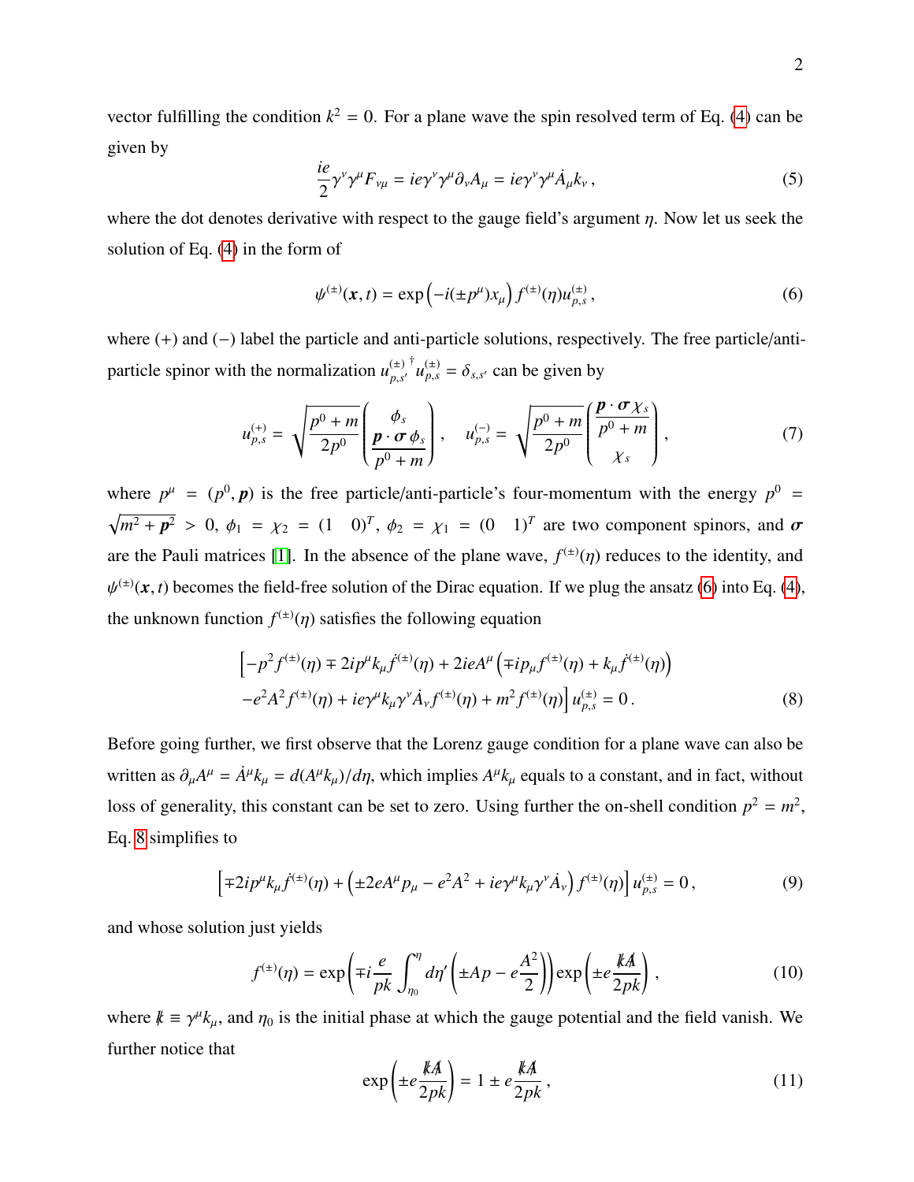vector fulfilling the condition $k^2 = 0$. For a plane wave the spin resolved term of Eq. (4) can be given by

$$\frac{ie}{2}\gamma^\nu\gamma^\mu F_{\nu\mu} = ie\gamma^\nu\gamma^\mu\partial_\nu A_\mu = ie\gamma^\nu\gamma^\mu\dot{A}_\mu k_\nu\,, \tag{5}$$

where the dot denotes derivative with respect to the gauge field's argument $\eta$. Now let us seek the solution of Eq. (4) in the form of

$$\psi^{(\pm)}(\boldsymbol{x},t) = \exp\left(-i(\pm p^\mu)x_\mu\right) f^{(\pm)}(\eta) u^{(\pm)}_{p,s}\,, \tag{6}$$

where $(+)$ and $(-)$ label the particle and anti-particle solutions, respectively. The free particle/anti-particle spinor with the normalization ${u^{(\pm)}_{p,s'}}^\dagger u^{(\pm)}_{p,s} = \delta_{s,s'}$ can be given by

$$u^{(+)}_{p,s} = \sqrt{\frac{p^0+m}{2p^0}}\begin{pmatrix}\phi_s \\ \dfrac{\boldsymbol{p}\cdot\boldsymbol{\sigma}\,\phi_s}{p^0+m}\end{pmatrix}\,, \quad u^{(-)}_{p,s} = \sqrt{\frac{p^0+m}{2p^0}}\begin{pmatrix}\dfrac{\boldsymbol{p}\cdot\boldsymbol{\sigma}\,\chi_s}{p^0+m} \\ \chi_s\end{pmatrix}\,, \tag{7}$$

where $p^\mu = (p^0, \boldsymbol{p})$ is the free particle/anti-particle's four-momentum with the energy $p^0 = \sqrt{m^2+\boldsymbol{p}^2} > 0$, $\phi_1 = \chi_2 = (1 \quad 0)^T$, $\phi_2 = \chi_1 = (0 \quad 1)^T$ are two component spinors, and $\boldsymbol{\sigma}$ are the Pauli matrices [1]. In the absence of the plane wave, $f^{(\pm)}(\eta)$ reduces to the identity, and $\psi^{(\pm)}(\boldsymbol{x},t)$ becomes the field-free solution of the Dirac equation. If we plug the ansatz (6) into Eq. (4), the unknown function $f^{(\pm)}(\eta)$ satisfies the following equation

$$\begin{aligned}&\Big[-p^2 f^{(\pm)}(\eta) \mp 2ip^\mu k_\mu \dot{f}^{(\pm)}(\eta) + 2ieA^\mu\left(\mp ip_\mu f^{(\pm)}(\eta) + k_\mu \dot{f}^{(\pm)}(\eta)\right)\\ &-e^2A^2 f^{(\pm)}(\eta) + ie\gamma^\mu k_\mu\gamma^\nu\dot{A}_\nu f^{(\pm)}(\eta) + m^2 f^{(\pm)}(\eta)\Big] u^{(\pm)}_{p,s} = 0\,.\end{aligned} \tag{8}$$

Before going further, we first observe that the Lorenz gauge condition for a plane wave can also be written as $\partial_\mu A^\mu = \dot{A}^\mu k_\mu = d(A^\mu k_\mu)/d\eta$, which implies $A^\mu k_\mu$ equals to a constant, and in fact, without loss of generality, this constant can be set to zero. Using further the on-shell condition $p^2 = m^2$, Eq. 8 simplifies to

$$\left[\mp 2ip^\mu k_\mu \dot{f}^{(\pm)}(\eta) + \left(\pm 2eA^\mu p_\mu - e^2A^2 + ie\gamma^\mu k_\mu\gamma^\nu\dot{A}_\nu\right) f^{(\pm)}(\eta)\right] u^{(\pm)}_{p,s} = 0\,, \tag{9}$$

and whose solution just yields

$$f^{(\pm)}(\eta) = \exp\left(\mp i\frac{e}{pk}\int_{\eta_0}^{\eta} d\eta'\left(\pm Ap - e\frac{A^2}{2}\right)\right)\exp\left(\pm e\frac{\not{k}\not{A}}{2pk}\right)\,, \tag{10}$$

where $\not{k} \equiv \gamma^\mu k_\mu$, and $\eta_0$ is the initial phase at which the gauge potential and the field vanish. We further notice that

$$\exp\left(\pm e\frac{\not{k}\not{A}}{2pk}\right) = 1 \pm e\frac{\not{k}\not{A}}{2pk}\,, \tag{11}$$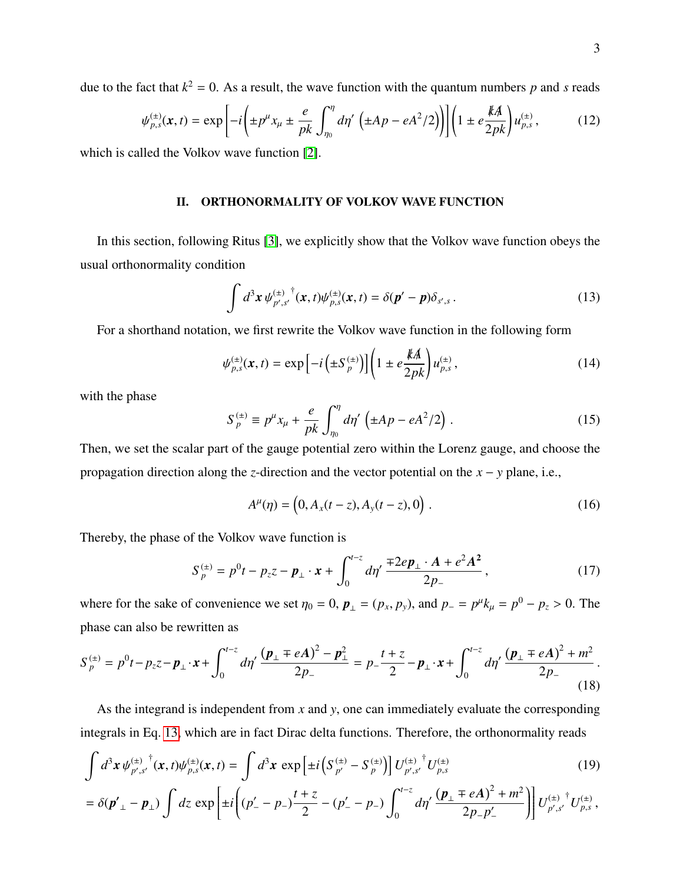due to the fact that $k^2 = 0$. As a result, the wave function with the quantum numbers $p$ and $s$ reads

$$\psi^{(\pm)}_{p,s}(\boldsymbol{x}, t) = \exp\left[-i\left(\pm p^\mu x_\mu \pm \frac{e}{pk}\int_{\eta_0}^{\eta} d\eta' \left(\pm Ap - eA^2/2\right)\right)\right]\left(1 \pm e\frac{\not{k}\not{A}}{2pk}\right)u^{(\pm)}_{p,s}\,, \tag{12}$$

which is called the Volkov wave function [2].

## II. ORTHONORMALITY OF VOLKOV WAVE FUNCTION

In this section, following Ritus [3], we explicitly show that the Volkov wave function obeys the usual orthonormality condition

$$\int d^3\boldsymbol{x}\, {\psi^{(\pm)}_{p',s'}}^\dagger(\boldsymbol{x}, t)\psi^{(\pm)}_{p,s}(\boldsymbol{x}, t) = \delta(\boldsymbol{p}' - \boldsymbol{p})\delta_{s',s}\,. \tag{13}$$

For a shorthand notation, we first rewrite the Volkov wave function in the following form

$$\psi^{(\pm)}_{p,s}(\boldsymbol{x}, t) = \exp\left[-i\left(\pm S^{(\pm)}_p\right)\right]\left(1 \pm e\frac{\not{k}\not{A}}{2pk}\right)u^{(\pm)}_{p,s}\,, \tag{14}$$

with the phase

$$S^{(\pm)}_p \equiv p^\mu x_\mu + \frac{e}{pk}\int_{\eta_0}^{\eta} d\eta' \left(\pm Ap - eA^2/2\right)\,. \tag{15}$$

Then, we set the scalar part of the gauge potential zero within the Lorenz gauge, and choose the propagation direction along the $z$-direction and the vector potential on the $x-y$ plane, i.e.,

$$A^\mu(\eta) = \left(0, A_x(t-z), A_y(t-z), 0\right)\,. \tag{16}$$

Thereby, the phase of the Volkov wave function is

$$S^{(\pm)}_p = p^0 t - p_z z - \boldsymbol{p}_\perp\cdot\boldsymbol{x} + \int_0^{t-z} d\eta'\, \frac{\mp 2e\boldsymbol{p}_\perp\cdot\boldsymbol{A} + e^2\boldsymbol{A}^2}{2p_-}\,, \tag{17}$$

where for the sake of convenience we set $\eta_0 = 0$, $\boldsymbol{p}_\perp = (p_x, p_y)$, and $p_- = p^\mu k_\mu = p^0 - p_z > 0$. The phase can also be rewritten as

$$S^{(\pm)}_p = p^0 t - p_z z - \boldsymbol{p}_\perp\cdot\boldsymbol{x} + \int_0^{t-z} d\eta'\, \frac{(\boldsymbol{p}_\perp \mp e\boldsymbol{A})^2 - \boldsymbol{p}_\perp^2}{2p_-} = p_-\frac{t+z}{2} - \boldsymbol{p}_\perp\cdot\boldsymbol{x} + \int_0^{t-z} d\eta'\, \frac{(\boldsymbol{p}_\perp \mp e\boldsymbol{A})^2 + m^2}{2p_-}\,. \tag{18}$$

As the integrand is independent from $x$ and $y$, one can immediately evaluate the corresponding integrals in Eq. 13, which are in fact Dirac delta functions. Therefore, the orthonormality reads

$$\int d^3\boldsymbol{x}\, {\psi^{(\pm)}_{p',s'}}^\dagger(\boldsymbol{x}, t)\psi^{(\pm)}_{p,s}(\boldsymbol{x}, t) = \int d^3\boldsymbol{x}\, \exp\left[\pm i\left(S^{(\pm)}_{p'} - S^{(\pm)}_p\right)\right]{U^{(\pm)}_{p',s'}}^\dagger U^{(\pm)}_{p,s} \tag{19}$$

$$= \delta(\boldsymbol{p'}_\perp - \boldsymbol{p}_\perp)\int dz\, \exp\left[\pm i\left((p'_- - p_-)\frac{t+z}{2} - (p'_- - p_-)\int_0^{t-z} d\eta'\, \frac{(\boldsymbol{p}_\perp \mp e\boldsymbol{A})^2 + m^2}{2p_-p'_-}\right)\right]{U^{(\pm)}_{p',s'}}^\dagger U^{(\pm)}_{p,s}\,,$$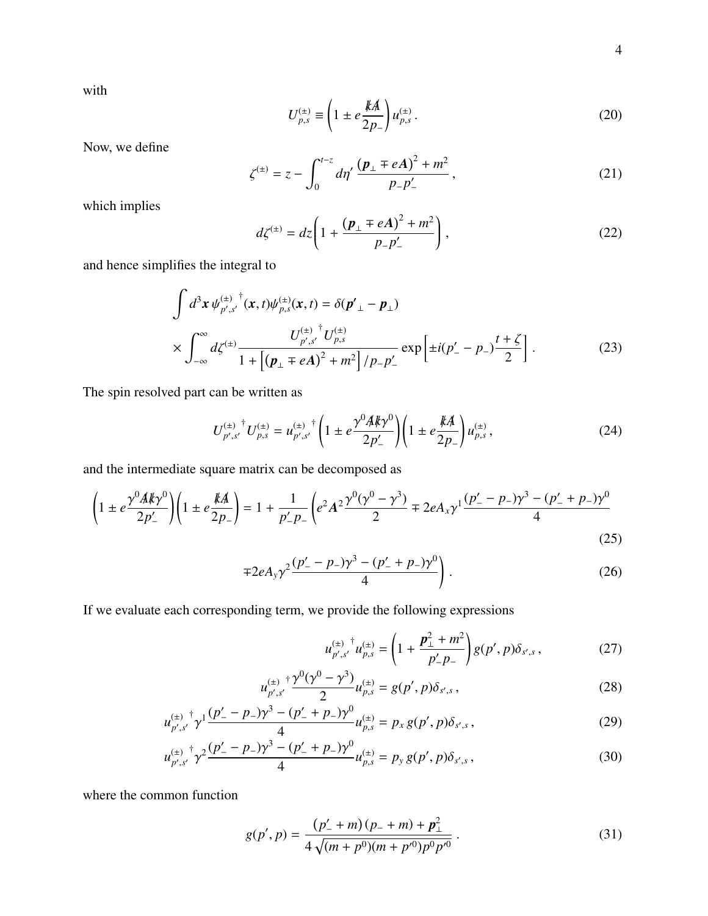with

$$U_{p,s}^{(\pm)} \equiv \left(1 \pm e\frac{\not{k}\not{A}}{2p_-}\right) u_{p,s}^{(\pm)} . \tag{20}$$

Now, we define

$$\zeta^{(\pm)} = z - \int_0^{t-z} d\eta' \; \frac{\left(\boldsymbol{p}_\perp \mp e\boldsymbol{A}\right)^2 + m^2}{p_- p'_-} , \tag{21}$$

which implies

$$d\zeta^{(\pm)} = dz\left(1 + \frac{\left(\boldsymbol{p}_\perp \mp e\boldsymbol{A}\right)^2 + m^2}{p_- p'_-}\right) , \tag{22}$$

and hence simplifies the integral to

$$\begin{aligned}\int d^3\boldsymbol{x}\, {\psi_{p',s'}^{(\pm)}}^\dagger(\boldsymbol{x},t)\psi_{p,s}^{(\pm)}(\boldsymbol{x},t) &= \delta(\boldsymbol{p'}_\perp - \boldsymbol{p}_\perp) \\ \times \int_{-\infty}^{\infty} d\zeta^{(\pm)} &\frac{{U_{p',s'}^{(\pm)}}^\dagger U_{p,s}^{(\pm)}}{1 + \left[\left(\boldsymbol{p}_\perp \mp e\boldsymbol{A}\right)^2 + m^2\right]/p_- p'_-} \exp\left[\pm i(p'_- - p_-)\frac{t+\zeta}{2}\right] . \end{aligned} \tag{23}$$

The spin resolved part can be written as

$${U_{p',s'}^{(\pm)}}^\dagger U_{p,s}^{(\pm)} = {u_{p',s'}^{(\pm)}}^\dagger \left(1 \pm e\frac{\gamma^0\not{A}\not{k}\gamma^0}{2p'_-}\right)\left(1 \pm e\frac{\not{k}\not{A}}{2p_-}\right) u_{p,s}^{(\pm)} , \tag{24}$$

and the intermediate square matrix can be decomposed as

$$\left(1 \pm e\frac{\gamma^0\not{A}\not{k}\gamma^0}{2p'_-}\right)\left(1 \pm e\frac{\not{k}\not{A}}{2p_-}\right) = 1 + \frac{1}{p'_- p_-}\left(e^2\boldsymbol{A}^2\frac{\gamma^0(\gamma^0 - \gamma^3)}{2} \mp 2eA_x\gamma^1\frac{(p'_- - p_-)\gamma^3 - (p'_- + p_-)\gamma^0}{4}\right. \tag{25}$$

$$\left. \mp 2eA_y\gamma^2\frac{(p'_- - p_-)\gamma^3 - (p'_- + p_-)\gamma^0}{4}\right) . \tag{26}$$

If we evaluate each corresponding term, we provide the following expressions

$${u_{p',s'}^{(\pm)}}^\dagger u_{p,s}^{(\pm)} = \left(1 + \frac{\boldsymbol{p}_\perp^2 + m^2}{p'_- p_-}\right) g(p',p)\delta_{s',s} , \tag{27}$$

$${u_{p',s'}^{(\pm)}}^\dagger \frac{\gamma^0(\gamma^0 - \gamma^3)}{2} u_{p,s}^{(\pm)} = g(p',p)\delta_{s',s} , \tag{28}$$

$${u_{p',s'}^{(\pm)}}^\dagger \gamma^1\frac{(p'_- - p_-)\gamma^3 - (p'_- + p_-)\gamma^0}{4} u_{p,s}^{(\pm)} = p_x\, g(p',p)\delta_{s',s} , \tag{29}$$

$${u_{p',s'}^{(\pm)}}^\dagger \gamma^2\frac{(p'_- - p_-)\gamma^3 - (p'_- + p_-)\gamma^0}{4} u_{p,s}^{(\pm)} = p_y\, g(p',p)\delta_{s',s} , \tag{30}$$

where the common function

$$g(p',p) = \frac{\left(p'_- + m\right)\left(p_- + m\right) + \boldsymbol{p}_\perp^2}{4\sqrt{(m+p^0)(m+p'^0)p^0 p'^0}} . \tag{31}$$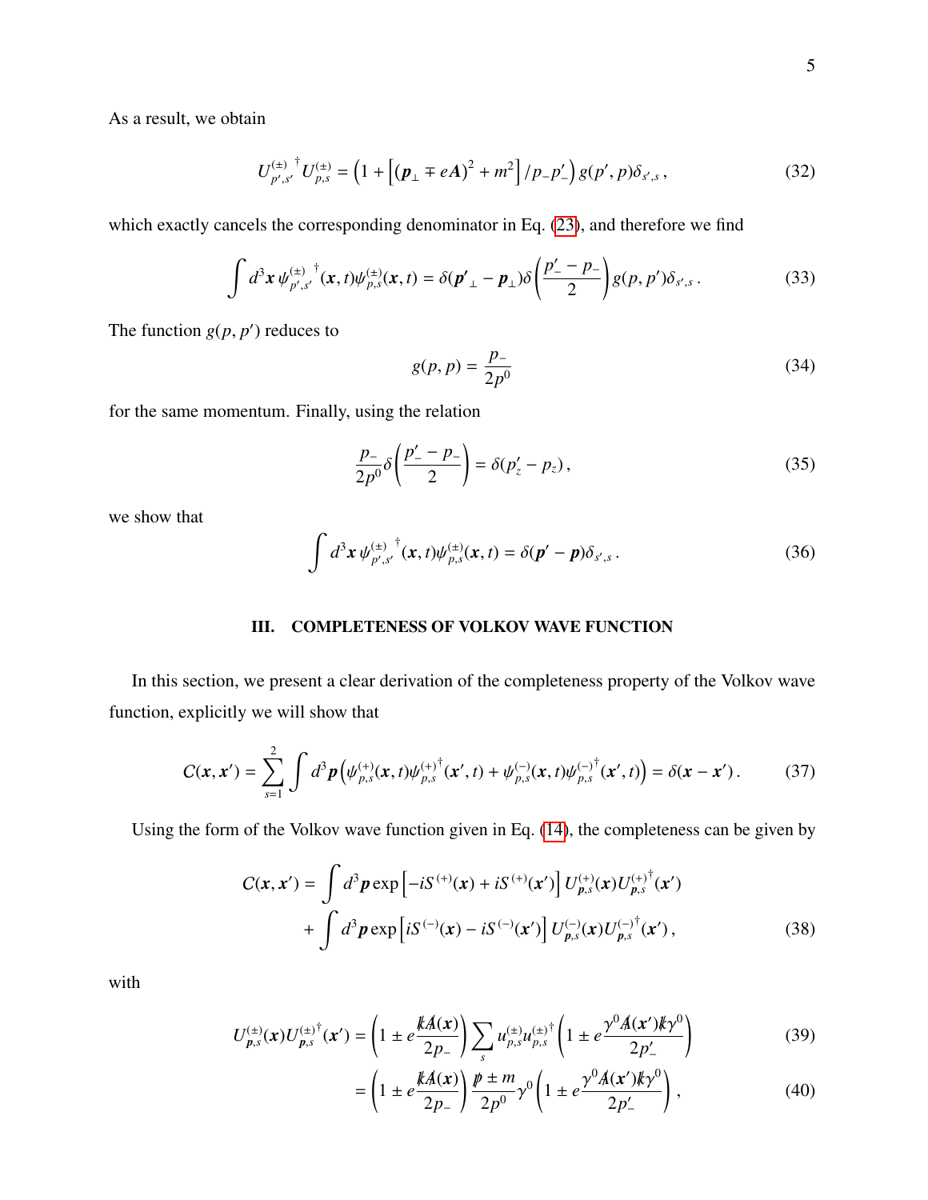As a result, we obtain

$$U^{(\pm)}_{p',s'}{}^{\dagger} U^{(\pm)}_{p,s} = \left(1 + \left[(\boldsymbol{p}_\perp \mp e\boldsymbol{A})^2 + m^2\right]/p_- p'_-\right) g(p', p)\delta_{s',s}\,, \tag{32}$$

which exactly cancels the corresponding denominator in Eq. (23), and therefore we find

$$\int d^3\boldsymbol{x}\, \psi^{(\pm)}_{p',s'}{}^{\dagger}(\boldsymbol{x}, t)\psi^{(\pm)}_{p,s}(\boldsymbol{x}, t) = \delta(\boldsymbol{p'}_\perp - \boldsymbol{p}_\perp)\delta\left(\frac{p'_- - p_-}{2}\right) g(p, p')\delta_{s',s}\,. \tag{33}$$

The function $g(p, p')$ reduces to

$$g(p, p) = \frac{p_-}{2p^0} \tag{34}$$

for the same momentum. Finally, using the relation

$$\frac{p_-}{2p^0}\delta\left(\frac{p'_- - p_-}{2}\right) = \delta(p'_z - p_z)\,, \tag{35}$$

we show that

$$\int d^3\boldsymbol{x}\, \psi^{(\pm)}_{p',s'}{}^{\dagger}(\boldsymbol{x}, t)\psi^{(\pm)}_{p,s}(\boldsymbol{x}, t) = \delta(\boldsymbol{p}' - \boldsymbol{p})\delta_{s',s}\,. \tag{36}$$

## III. COMPLETENESS OF VOLKOV WAVE FUNCTION

In this section, we present a clear derivation of the completeness property of the Volkov wave function, explicitly we will show that

$$C(\boldsymbol{x}, \boldsymbol{x}') = \sum_{s=1}^{2} \int d^3\boldsymbol{p} \left(\psi^{(+)}_{p,s}(\boldsymbol{x}, t)\psi^{(+)\dagger}_{p,s}(\boldsymbol{x}', t) + \psi^{(-)}_{p,s}(\boldsymbol{x}, t)\psi^{(-)\dagger}_{p,s}(\boldsymbol{x}', t)\right) = \delta(\boldsymbol{x} - \boldsymbol{x}')\,. \tag{37}$$

Using the form of the Volkov wave function given in Eq. (14), the completeness can be given by

$$\begin{aligned}
C(\boldsymbol{x}, \boldsymbol{x}') = &\int d^3\boldsymbol{p} \exp\left[-iS^{(+)}(\boldsymbol{x}) + iS^{(+)}(\boldsymbol{x}')\right] U^{(+)}_{\boldsymbol{p},s}(\boldsymbol{x})U^{(+)\dagger}_{\boldsymbol{p},s}(\boldsymbol{x}') \\
&+ \int d^3\boldsymbol{p} \exp\left[iS^{(-)}(\boldsymbol{x}) - iS^{(-)}(\boldsymbol{x}')\right] U^{(-)}_{\boldsymbol{p},s}(\boldsymbol{x})U^{(-)\dagger}_{\boldsymbol{p},s}(\boldsymbol{x}')\,,
\end{aligned} \tag{38}$$

with

$$\begin{aligned}
U^{(\pm)}_{\boldsymbol{p},s}(\boldsymbol{x})U^{(\pm)\dagger}_{\boldsymbol{p},s}(\boldsymbol{x}') &= \left(1 \pm e\frac{\not{k}\not{A}(\boldsymbol{x})}{2p_-}\right) \sum_s u^{(\pm)}_{p,s}u^{(\pm)\dagger}_{p,s} \left(1 \pm e\frac{\gamma^0\not{A}(\boldsymbol{x}')\not{k}\gamma^0}{2p'_-}\right) && (39)\\
&= \left(1 \pm e\frac{\not{k}\not{A}(\boldsymbol{x})}{2p_-}\right) \frac{\not{p} \pm m}{2p^0}\gamma^0 \left(1 \pm e\frac{\gamma^0\not{A}(\boldsymbol{x}')\not{k}\gamma^0}{2p'_-}\right), && (40)
\end{aligned}$$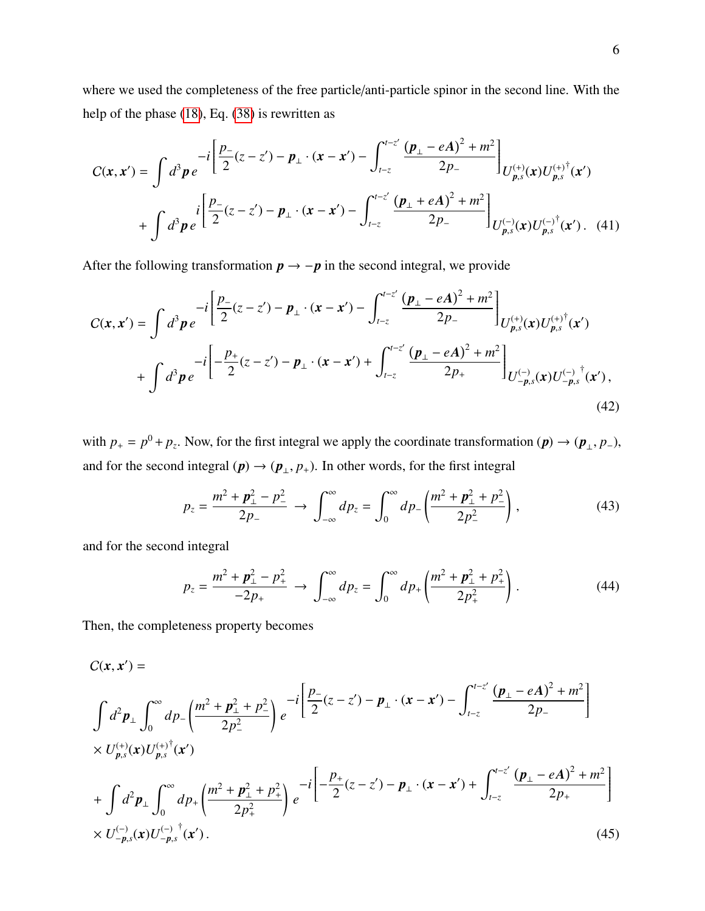where we used the completeness of the free particle/anti-particle spinor in the second line. With the help of the phase (18), Eq. (38) is rewritten as

$$C(\boldsymbol{x},\boldsymbol{x}') = \int d^3\boldsymbol{p}\, e^{-i\left[\frac{p_-}{2}(z-z') - \boldsymbol{p}_\perp\cdot(\boldsymbol{x}-\boldsymbol{x}') - \int_{t-z}^{t-z'} \frac{(\boldsymbol{p}_\perp - e\boldsymbol{A})^2 + m^2}{2p_-}\right]} U^{(+)}_{\boldsymbol{p},s}(\boldsymbol{x}) U^{(+)\dagger}_{\boldsymbol{p},s}(\boldsymbol{x}')$$
$$+ \int d^3\boldsymbol{p}\, e^{i\left[\frac{p_-}{2}(z-z') - \boldsymbol{p}_\perp\cdot(\boldsymbol{x}-\boldsymbol{x}') - \int_{t-z}^{t-z'} \frac{(\boldsymbol{p}_\perp + e\boldsymbol{A})^2 + m^2}{2p_-}\right]} U^{(-)}_{\boldsymbol{p},s}(\boldsymbol{x}) U^{(-)\dagger}_{\boldsymbol{p},s}(\boldsymbol{x}') . \quad (41)$$

After the following transformation $\boldsymbol{p} \to -\boldsymbol{p}$ in the second integral, we provide

$$C(\boldsymbol{x},\boldsymbol{x}') = \int d^3\boldsymbol{p}\, e^{-i\left[\frac{p_-}{2}(z-z') - \boldsymbol{p}_\perp\cdot(\boldsymbol{x}-\boldsymbol{x}') - \int_{t-z}^{t-z'} \frac{(\boldsymbol{p}_\perp - e\boldsymbol{A})^2 + m^2}{2p_-}\right]} U^{(+)}_{\boldsymbol{p},s}(\boldsymbol{x}) U^{(+)\dagger}_{\boldsymbol{p},s}(\boldsymbol{x}')$$
$$+ \int d^3\boldsymbol{p}\, e^{-i\left[-\frac{p_+}{2}(z-z') - \boldsymbol{p}_\perp\cdot(\boldsymbol{x}-\boldsymbol{x}') + \int_{t-z}^{t-z'} \frac{(\boldsymbol{p}_\perp - e\boldsymbol{A})^2 + m^2}{2p_+}\right]} U^{(-)}_{-\boldsymbol{p},s}(\boldsymbol{x}) U^{(-)\dagger}_{-\boldsymbol{p},s}(\boldsymbol{x}') , \quad (42)$$

with $p_+ = p^0 + p_z$. Now, for the first integral we apply the coordinate transformation $(\boldsymbol{p}) \to (\boldsymbol{p}_\perp, p_-)$, and for the second integral $(\boldsymbol{p}) \to (\boldsymbol{p}_\perp, p_+)$. In other words, for the first integral

$$p_z = \frac{m^2 + \boldsymbol{p}_\perp^2 - p_-^2}{2p_-} \;\to\; \int_{-\infty}^{\infty} dp_z = \int_0^{\infty} dp_- \left( \frac{m^2 + \boldsymbol{p}_\perp^2 + p_-^2}{2p_-^2} \right) , \quad (43)$$

and for the second integral

$$p_z = \frac{m^2 + \boldsymbol{p}_\perp^2 - p_+^2}{-2p_+} \;\to\; \int_{-\infty}^{\infty} dp_z = \int_0^{\infty} dp_+ \left( \frac{m^2 + \boldsymbol{p}_\perp^2 + p_+^2}{2p_+^2} \right) . \quad (44)$$

Then, the completeness property becomes

$$C(\boldsymbol{x},\boldsymbol{x}') =$$
$$\int d^2\boldsymbol{p}_\perp \int_0^{\infty} dp_- \left( \frac{m^2 + \boldsymbol{p}_\perp^2 + p_-^2}{2p_-^2} \right) e^{-i\left[\frac{p_-}{2}(z-z') - \boldsymbol{p}_\perp\cdot(\boldsymbol{x}-\boldsymbol{x}') - \int_{t-z}^{t-z'} \frac{(\boldsymbol{p}_\perp - e\boldsymbol{A})^2 + m^2}{2p_-}\right]}$$
$$\times U^{(+)}_{\boldsymbol{p},s}(\boldsymbol{x}) U^{(+)\dagger}_{\boldsymbol{p},s}(\boldsymbol{x}')$$
$$+ \int d^2\boldsymbol{p}_\perp \int_0^{\infty} dp_+ \left( \frac{m^2 + \boldsymbol{p}_\perp^2 + p_+^2}{2p_+^2} \right) e^{-i\left[-\frac{p_+}{2}(z-z') - \boldsymbol{p}_\perp\cdot(\boldsymbol{x}-\boldsymbol{x}') + \int_{t-z}^{t-z'} \frac{(\boldsymbol{p}_\perp - e\boldsymbol{A})^2 + m^2}{2p_+}\right]}$$
$$\times U^{(-)}_{-\boldsymbol{p},s}(\boldsymbol{x}) U^{(-)\dagger}_{-\boldsymbol{p},s}(\boldsymbol{x}') . \quad (45)$$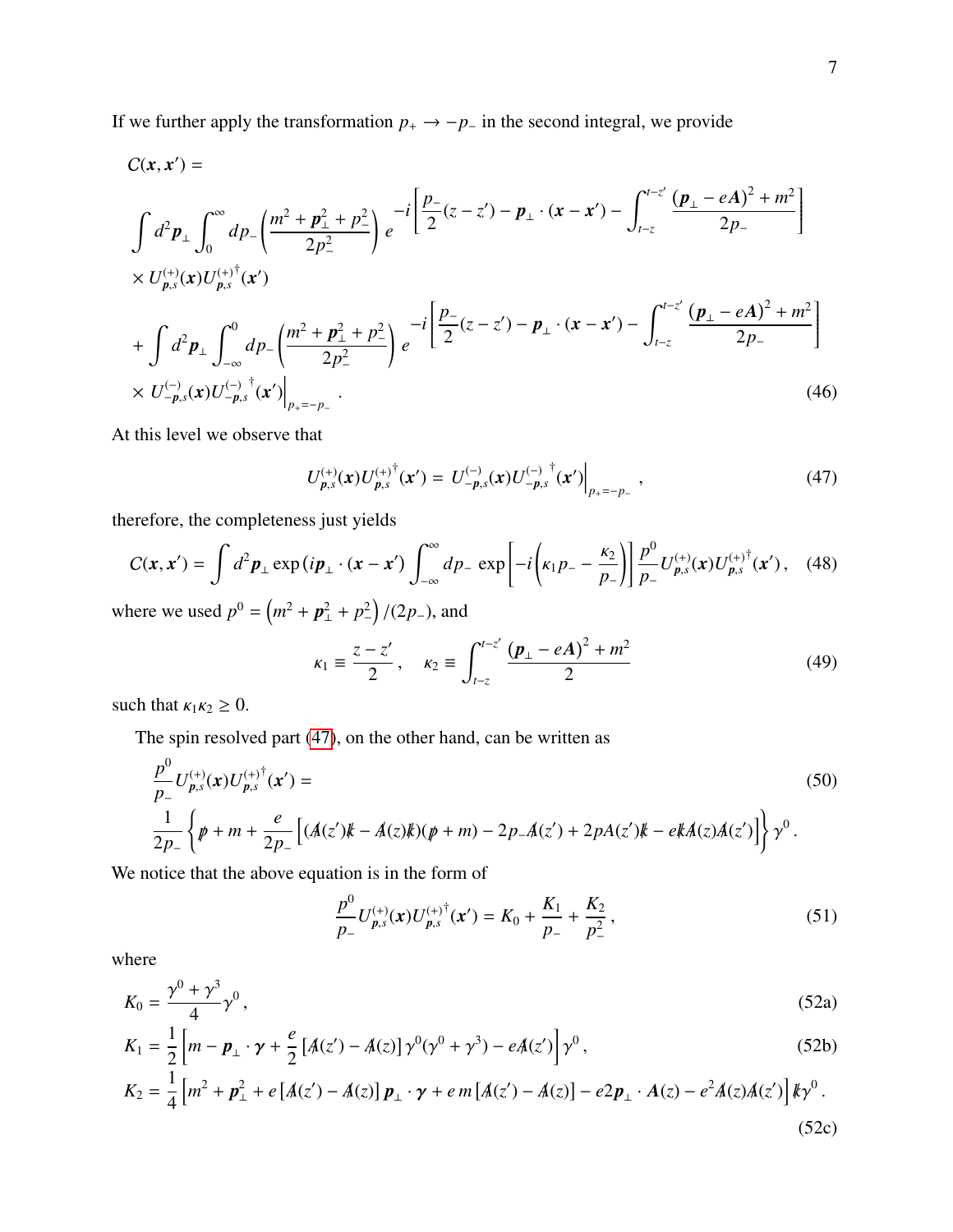If we further apply the transformation $p_+ \to -p_-$ in the second integral, we provide

$$
\begin{aligned}
&C(\boldsymbol{x}, \boldsymbol{x}') = \\
&\int d^2\boldsymbol{p}_\perp \int_0^\infty dp_- \left(\frac{m^2 + \boldsymbol{p}_\perp^2 + p_-^2}{2p_-^2}\right) e^{-i\left[\frac{p_-}{2}(z - z') - \boldsymbol{p}_\perp \cdot (\boldsymbol{x} - \boldsymbol{x}') - \int_{t-z}^{t-z'} \frac{(\boldsymbol{p}_\perp - e\boldsymbol{A})^2 + m^2}{2p_-}\right]} \\
&\times U^{(+)}_{\boldsymbol{p},s}(\boldsymbol{x}) U^{(+)\dagger}_{\boldsymbol{p},s}(\boldsymbol{x}') \\
&+ \int d^2\boldsymbol{p}_\perp \int_{-\infty}^0 dp_- \left(\frac{m^2 + \boldsymbol{p}_\perp^2 + p_-^2}{2p_-^2}\right) e^{-i\left[\frac{p_-}{2}(z - z') - \boldsymbol{p}_\perp \cdot (\boldsymbol{x} - \boldsymbol{x}') - \int_{t-z}^{t-z'} \frac{(\boldsymbol{p}_\perp - e\boldsymbol{A})^2 + m^2}{2p_-}\right]} \\
&\times U^{(-)}_{-\boldsymbol{p},s}(\boldsymbol{x}) U^{(-)\dagger}_{-\boldsymbol{p},s}(\boldsymbol{x}')\Big|_{p_+ = -p_-}.
\end{aligned} \tag{46}
$$

At this level we observe that

$$
U^{(+)}_{\boldsymbol{p},s}(\boldsymbol{x}) U^{(+)\dagger}_{\boldsymbol{p},s}(\boldsymbol{x}') = U^{(-)}_{-\boldsymbol{p},s}(\boldsymbol{x}) U^{(-)\dagger}_{-\boldsymbol{p},s}(\boldsymbol{x}')\Big|_{p_+ = -p_-}, \tag{47}
$$

therefore, the completeness just yields

$$
C(\boldsymbol{x}, \boldsymbol{x}') = \int d^2\boldsymbol{p}_\perp \exp\left(i\boldsymbol{p}_\perp \cdot (\boldsymbol{x} - \boldsymbol{x}')\right) \int_{-\infty}^\infty dp_- \exp\left[-i\left(\kappa_1 p_- - \frac{\kappa_2}{p_-}\right)\right] \frac{p^0}{p_-} U^{(+)}_{\boldsymbol{p},s}(\boldsymbol{x}) U^{(+)\dagger}_{\boldsymbol{p},s}(\boldsymbol{x}'), \tag{48}
$$

where we used $p^0 = \left(m^2 + \boldsymbol{p}_\perp^2 + p_-^2\right)/(2p_-)$, and

$$
\kappa_1 \equiv \frac{z - z'}{2}, \quad \kappa_2 \equiv \int_{t-z}^{t-z'} \frac{(\boldsymbol{p}_\perp - e\boldsymbol{A})^2 + m^2}{2} \tag{49}
$$

such that $\kappa_1 \kappa_2 \geq 0$.

The spin resolved part (47), on the other hand, can be written as

$$
\begin{aligned}
&\frac{p^0}{p_-} U^{(+)}_{\boldsymbol{p},s}(\boldsymbol{x}) U^{(+)\dagger}_{\boldsymbol{p},s}(\boldsymbol{x}') = \\
&\frac{1}{2p_-}\left\{\not{p} + m + \frac{e}{2p_-}\left[(\not{A}(z')\not{k} - \not{A}(z)\not{k})(\not{p} + m) - 2p_-\not{A}(z') + 2pA(z')\not{k} - e\not{k}\not{A}(z)\not{A}(z')\right]\right\}\gamma^0.
\end{aligned} \tag{50}
$$

We notice that the above equation is in the form of

$$
\frac{p^0}{p_-} U^{(+)}_{\boldsymbol{p},s}(\boldsymbol{x}) U^{(+)\dagger}_{\boldsymbol{p},s}(\boldsymbol{x}') = K_0 + \frac{K_1}{p_-} + \frac{K_2}{p_-^2}, \tag{51}
$$

where

$$
K_0 = \frac{\gamma^0 + \gamma^3}{4}\gamma^0, \tag{52a}
$$

$$
K_1 = \frac{1}{2}\left[m - \boldsymbol{p}_\perp \cdot \boldsymbol{\gamma} + \frac{e}{2}\left[\not{A}(z') - \not{A}(z)\right]\gamma^0(\gamma^0 + \gamma^3) - e\not{A}(z')\right]\gamma^0, \tag{52b}
$$

$$
K_2 = \frac{1}{4}\left[m^2 + \boldsymbol{p}_\perp^2 + e\left[\not{A}(z') - \not{A}(z)\right]\boldsymbol{p}_\perp \cdot \boldsymbol{\gamma} + e\,m\left[\not{A}(z') - \not{A}(z)\right] - e2\boldsymbol{p}_\perp \cdot \boldsymbol{A}(z) - e^2\not{A}(z)\not{A}(z')\right]\not{k}\gamma^0. \tag{52c}
$$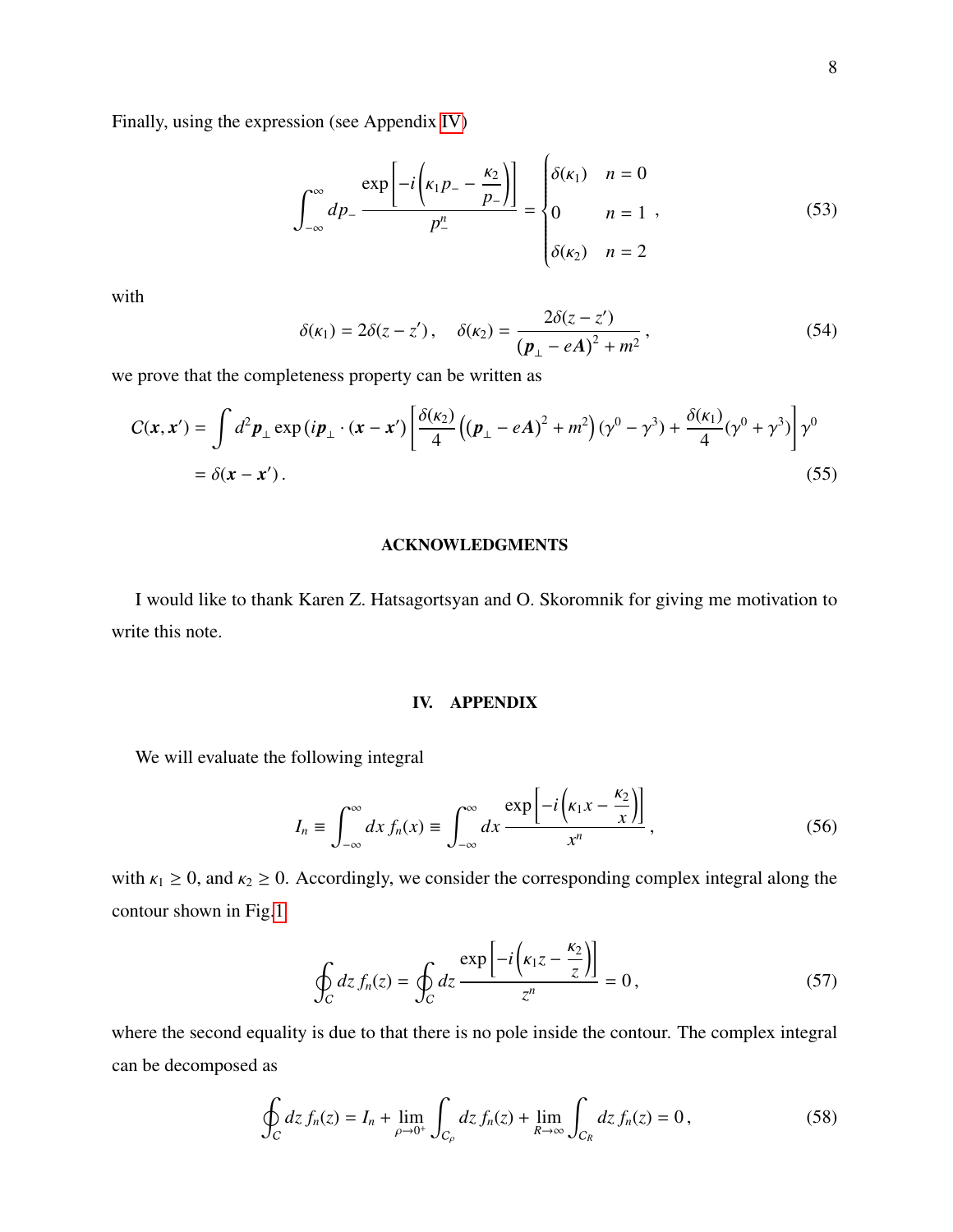Finally, using the expression (see Appendix IV)

$$
\int_{-\infty}^{\infty} dp_- \, \frac{\exp\left[-i\left(\kappa_1 p_- - \frac{\kappa_2}{p_-}\right)\right]}{p_-^n} = \begin{cases} \delta(\kappa_1) & n = 0 \\ 0 & n = 1 \\ \delta(\kappa_2) & n = 2 \end{cases} , \tag{53}
$$

with

$$
\delta(\kappa_1) = 2\delta(z - z') , \quad \delta(\kappa_2) = \frac{2\delta(z - z')}{(\boldsymbol{p}_\perp - e\boldsymbol{A})^2 + m^2} , \tag{54}
$$

we prove that the completeness property can be written as

$$
\begin{aligned}
C(\boldsymbol{x}, \boldsymbol{x}') &= \int d^2\boldsymbol{p}_\perp \exp\left(i\boldsymbol{p}_\perp \cdot (\boldsymbol{x} - \boldsymbol{x}')\right) \left[\frac{\delta(\kappa_2)}{4}\left((\boldsymbol{p}_\perp - e\boldsymbol{A})^2 + m^2\right)(\gamma^0 - \gamma^3) + \frac{\delta(\kappa_1)}{4}(\gamma^0 + \gamma^3)\right]\gamma^0 \\
&= \delta(\boldsymbol{x} - \boldsymbol{x}') .
\end{aligned} \tag{55}
$$

## ACKNOWLEDGMENTS

I would like to thank Karen Z. Hatsagortsyan and O. Skoromnik for giving me motivation to write this note.

## IV. APPENDIX

We will evaluate the following integral

$$
I_n \equiv \int_{-\infty}^{\infty} dx \, f_n(x) \equiv \int_{-\infty}^{\infty} dx \, \frac{\exp\left[-i\left(\kappa_1 x - \frac{\kappa_2}{x}\right)\right]}{x^n} , \tag{56}
$$

with $\kappa_1 \geq 0$, and $\kappa_2 \geq 0$. Accordingly, we consider the corresponding complex integral along the contour shown in Fig.1

$$
\oint_C dz \, f_n(z) = \oint_C dz \, \frac{\exp\left[-i\left(\kappa_1 z - \frac{\kappa_2}{z}\right)\right]}{z^n} = 0 , \tag{57}
$$

where the second equality is due to that there is no pole inside the contour. The complex integral can be decomposed as

$$
\oint_C dz \, f_n(z) = I_n + \lim_{\rho \to 0^+} \int_{C_\rho} dz \, f_n(z) + \lim_{R \to \infty} \int_{C_R} dz \, f_n(z) = 0 , \tag{58}
$$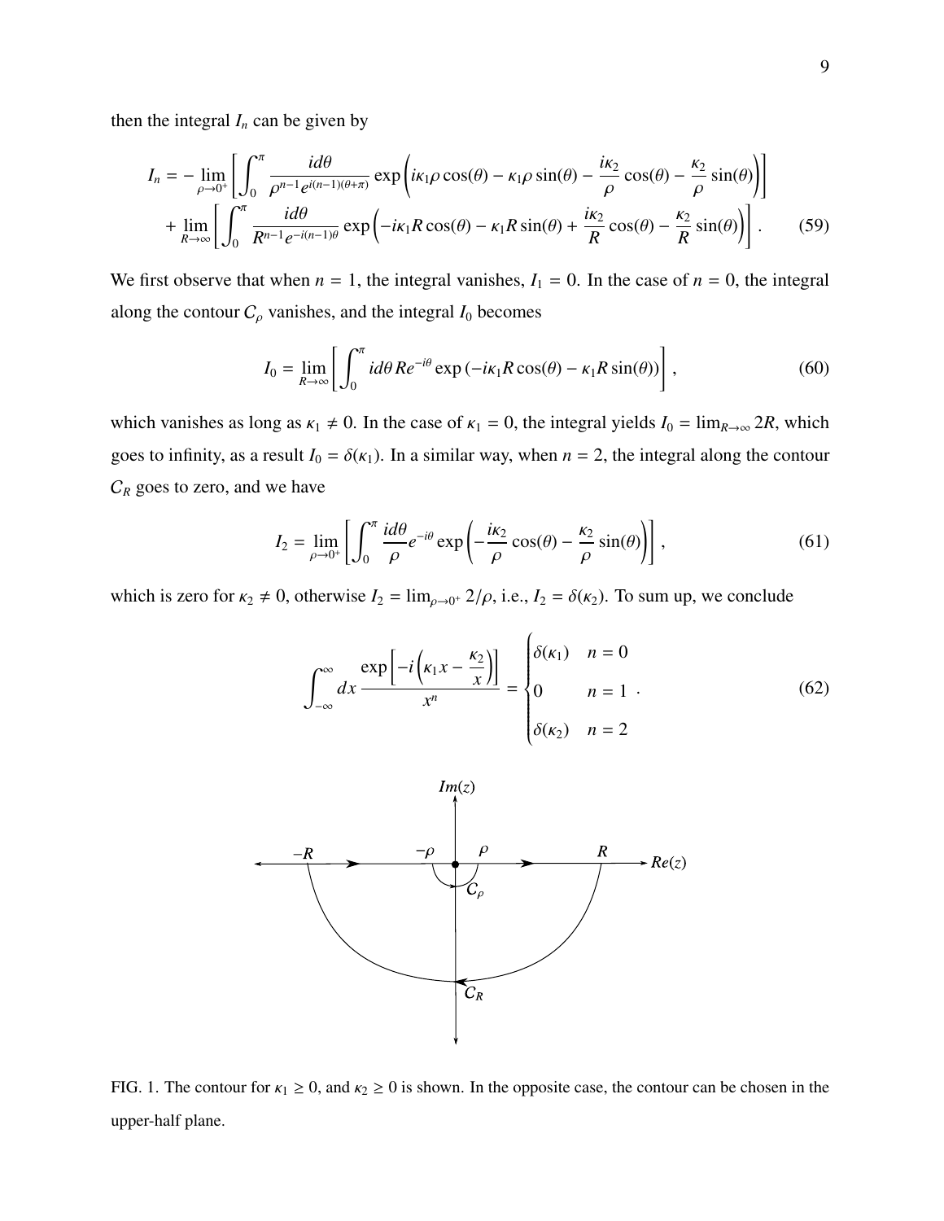then the integral $I_n$ can be given by

$$
\begin{aligned}
I_n = &-\lim_{\rho\to 0^+}\left[\int_0^{\pi} \frac{id\theta}{\rho^{n-1}e^{i(n-1)(\theta+\pi)}} \exp\left(i\kappa_1\rho\cos(\theta) - \kappa_1\rho\sin(\theta) - \frac{i\kappa_2}{\rho}\cos(\theta) - \frac{\kappa_2}{\rho}\sin(\theta)\right)\right] \\
&+ \lim_{R\to\infty}\left[\int_0^{\pi} \frac{id\theta}{R^{n-1}e^{-i(n-1)\theta}} \exp\left(-i\kappa_1 R\cos(\theta) - \kappa_1 R\sin(\theta) + \frac{i\kappa_2}{R}\cos(\theta) - \frac{\kappa_2}{R}\sin(\theta)\right)\right]. \qquad (59)
\end{aligned}
$$

We first observe that when $n = 1$, the integral vanishes, $I_1 = 0$. In the case of $n = 0$, the integral along the contour $C_\rho$ vanishes, and the integral $I_0$ becomes

$$
I_0 = \lim_{R\to\infty}\left[\int_0^{\pi} id\theta\, Re^{-i\theta} \exp\left(-i\kappa_1 R\cos(\theta) - \kappa_1 R\sin(\theta)\right)\right], \qquad (60)
$$

which vanishes as long as $\kappa_1 \neq 0$. In the case of $\kappa_1 = 0$, the integral yields $I_0 = \lim_{R\to\infty} 2R$, which goes to infinity, as a result $I_0 = \delta(\kappa_1)$. In a similar way, when $n = 2$, the integral along the contour $C_R$ goes to zero, and we have

$$
I_2 = \lim_{\rho\to 0^+}\left[\int_0^{\pi} \frac{id\theta}{\rho} e^{-i\theta} \exp\left(-\frac{i\kappa_2}{\rho}\cos(\theta) - \frac{\kappa_2}{\rho}\sin(\theta)\right)\right], \qquad (61)
$$

which is zero for $\kappa_2 \neq 0$, otherwise $I_2 = \lim_{\rho\to 0^+} 2/\rho$, i.e., $I_2 = \delta(\kappa_2)$. To sum up, we conclude

$$
\int_{-\infty}^{\infty} dx\, \frac{\exp\left[-i\left(\kappa_1 x - \frac{\kappa_2}{x}\right)\right]}{x^n} = \begin{cases} \delta(\kappa_1) & n = 0 \\ 0 & n = 1 \\ \delta(\kappa_2) & n = 2 \end{cases}. \qquad (62)
$$

FIG. 1. The contour for $\kappa_1 \geq 0$, and $\kappa_2 \geq 0$ is shown. In the opposite case, the contour can be chosen in the upper-half plane.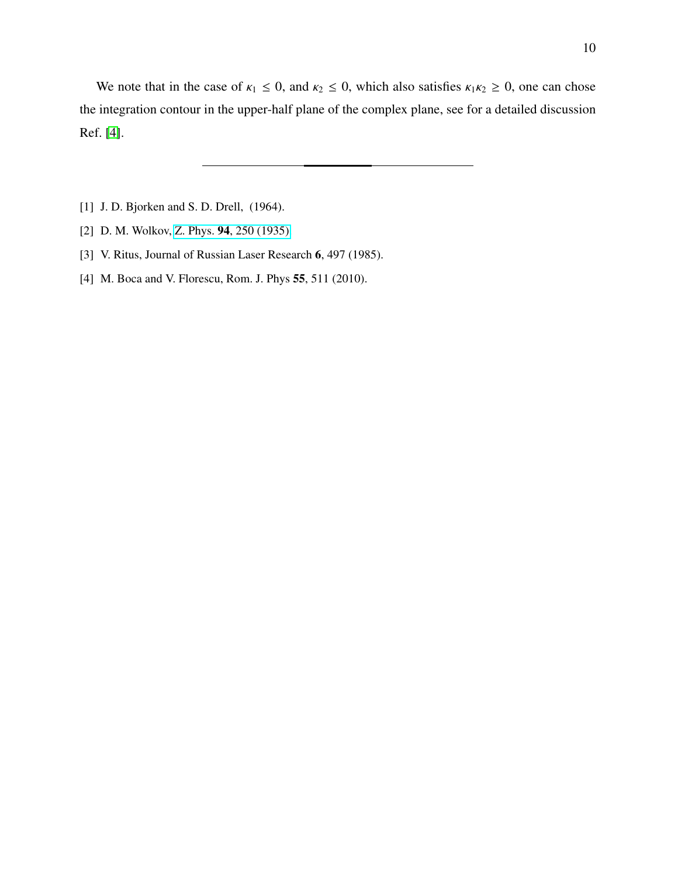We note that in the case of $\kappa_1 \leq 0$, and $\kappa_2 \leq 0$, which also satisfies $\kappa_1 \kappa_2 \geq 0$, one can chose the integration contour in the upper-half plane of the complex plane, see for a detailed discussion Ref. [4].

---

[1] J. D. Bjorken and S. D. Drell, (1964).

[2] D. M. Wolkov, Z. Phys. **94**, 250 (1935).

[3] V. Ritus, Journal of Russian Laser Research **6**, 497 (1985).

[4] M. Boca and V. Florescu, Rom. J. Phys **55**, 511 (2010).